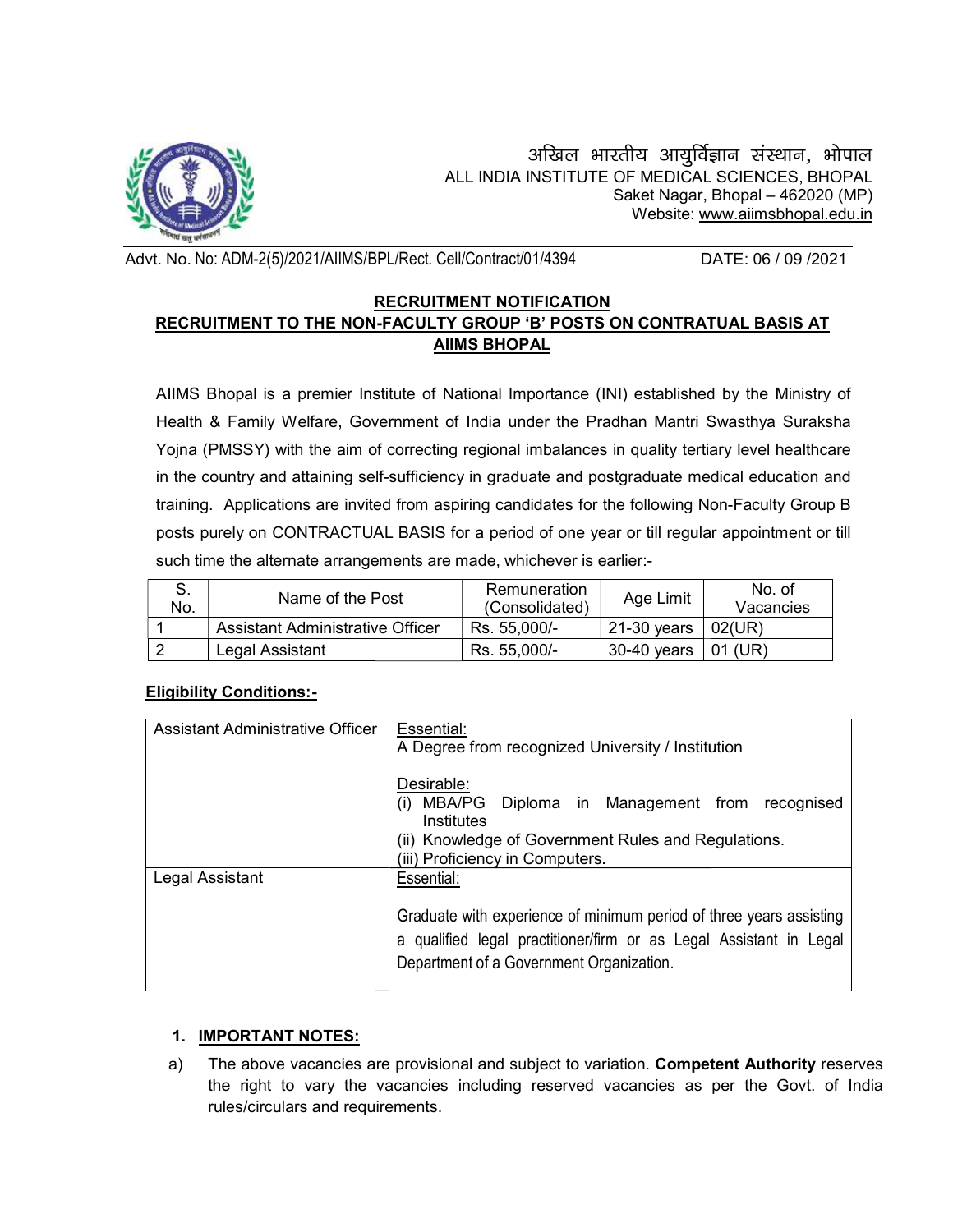अखिल भारतीय आयुर्विज्ञान संस्थान, भोपाल
ALL INDIA INSTITUTE OF MEDICAL SCIENCES, BHOPAL
Saket Nagar, Bhopal – 462020 (MP)
Website: www.aiimsbhopal.edu.in

Advt. No. No: ADM-2(5)/2021/AIIMS/BPL/Rect. Cell/Contract/01/4394 DATE: 06 / 09 /2021

## RECRUITMENT NOTIFICATION
## RECRUITMENT TO THE NON-FACULTY GROUP 'B' POSTS ON CONTRATUAL BASIS AT AIIMS BHOPAL

AIIMS Bhopal is a premier Institute of National Importance (INI) established by the Ministry of Health & Family Welfare, Government of India under the Pradhan Mantri Swasthya Suraksha Yojna (PMSSY) with the aim of correcting regional imbalances in quality tertiary level healthcare in the country and attaining self-sufficiency in graduate and postgraduate medical education and training. Applications are invited from aspiring candidates for the following Non-Faculty Group B posts purely on CONTRACTUAL BASIS for a period of one year or till regular appointment or till such time the alternate arrangements are made, whichever is earlier:-

| S. No. | Name of the Post | Remuneration (Consolidated) | Age Limit | No. of Vacancies |
|---|---|---|---|---|
| 1 | Assistant Administrative Officer | Rs. 55,000/- | 21-30 years | 02(UR) |
| 2 | Legal Assistant | Rs. 55,000/- | 30-40 years | 01 (UR) |

### Eligibility Conditions:-

| Post | Eligibility |
|---|---|
| Assistant Administrative Officer | Essential:<br>A Degree from recognized University / Institution<br><br>Desirable:<br>(i) MBA/PG Diploma in Management from recognised Institutes<br>(ii) Knowledge of Government Rules and Regulations.<br>(iii) Proficiency in Computers. |
| Legal Assistant | Essential:<br><br>Graduate with experience of minimum period of three years assisting a qualified legal practitioner/firm or as Legal Assistant in Legal Department of a Government Organization. |

### 1. IMPORTANT NOTES:

a) The above vacancies are provisional and subject to variation. **Competent Authority** reserves the right to vary the vacancies including reserved vacancies as per the Govt. of India rules/circulars and requirements.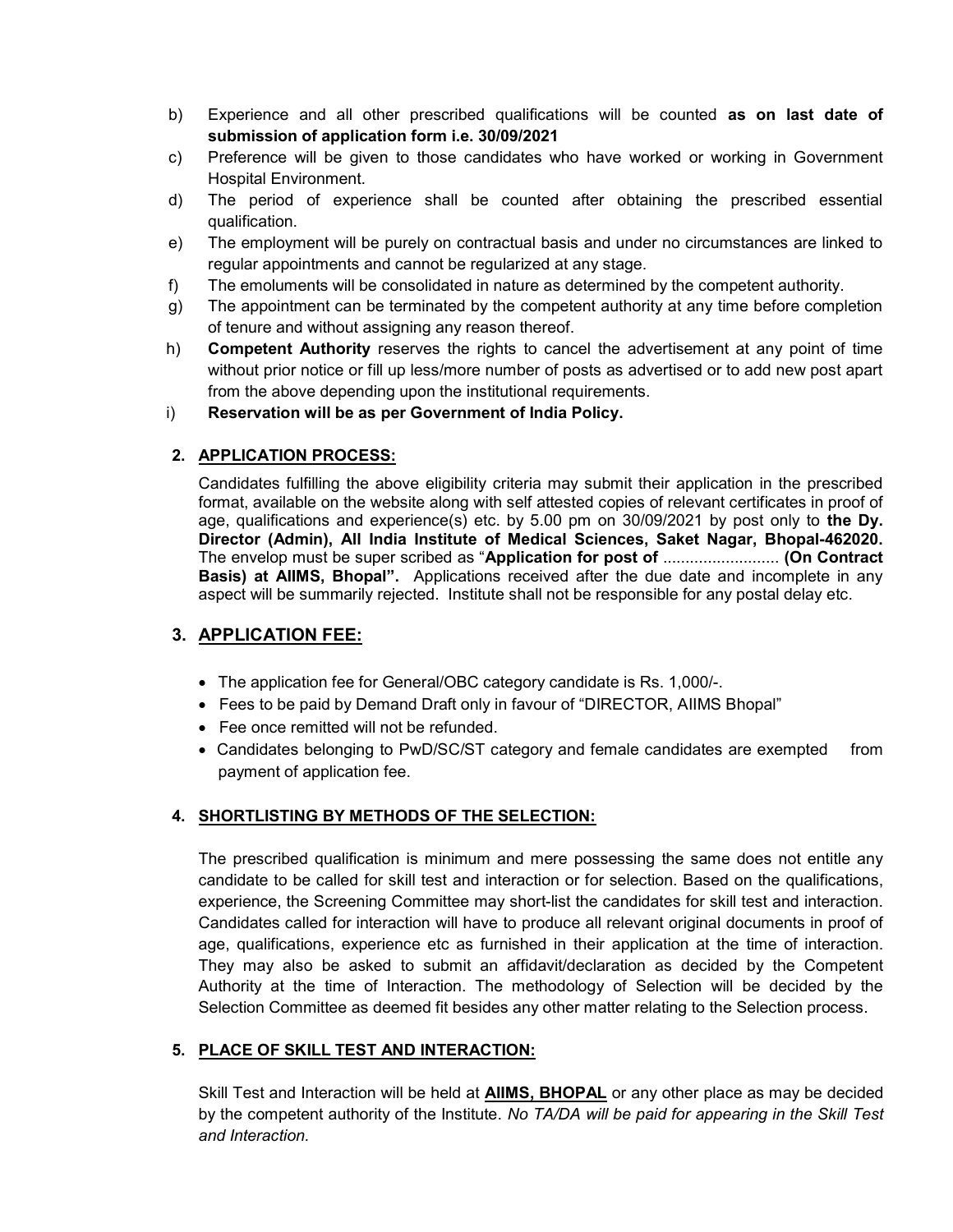b) Experience and all other prescribed qualifications will be counted **as on last date of submission of application form i.e. 30/09/2021**

c) Preference will be given to those candidates who have worked or working in Government Hospital Environment.

d) The period of experience shall be counted after obtaining the prescribed essential qualification.

e) The employment will be purely on contractual basis and under no circumstances are linked to regular appointments and cannot be regularized at any stage.

f) The emoluments will be consolidated in nature as determined by the competent authority.

g) The appointment can be terminated by the competent authority at any time before completion of tenure and without assigning any reason thereof.

h) **Competent Authority** reserves the rights to cancel the advertisement at any point of time without prior notice or fill up less/more number of posts as advertised or to add new post apart from the above depending upon the institutional requirements.

i) **Reservation will be as per Government of India Policy.**

## 2. APPLICATION PROCESS:

Candidates fulfilling the above eligibility criteria may submit their application in the prescribed format, available on the website along with self attested copies of relevant certificates in proof of age, qualifications and experience(s) etc. by 5.00 pm on 30/09/2021 by post only to **the Dy. Director (Admin), All India Institute of Medical Sciences, Saket Nagar, Bhopal-462020.** The envelop must be super scribed as "**Application for post of** .......................... **(On Contract Basis) at AIIMS, Bhopal".** Applications received after the due date and incomplete in any aspect will be summarily rejected. Institute shall not be responsible for any postal delay etc.

## 3. APPLICATION FEE:

- The application fee for General/OBC category candidate is Rs. 1,000/-.
- Fees to be paid by Demand Draft only in favour of "DIRECTOR, AIIMS Bhopal"
- Fee once remitted will not be refunded.
- Candidates belonging to PwD/SC/ST category and female candidates are exempted from payment of application fee.

## 4. SHORTLISTING BY METHODS OF THE SELECTION:

The prescribed qualification is minimum and mere possessing the same does not entitle any candidate to be called for skill test and interaction or for selection. Based on the qualifications, experience, the Screening Committee may short-list the candidates for skill test and interaction. Candidates called for interaction will have to produce all relevant original documents in proof of age, qualifications, experience etc as furnished in their application at the time of interaction. They may also be asked to submit an affidavit/declaration as decided by the Competent Authority at the time of Interaction. The methodology of Selection will be decided by the Selection Committee as deemed fit besides any other matter relating to the Selection process.

## 5. PLACE OF SKILL TEST AND INTERACTION:

Skill Test and Interaction will be held at **AIIMS, BHOPAL** or any other place as may be decided by the competent authority of the Institute. *No TA/DA will be paid for appearing in the Skill Test and Interaction.*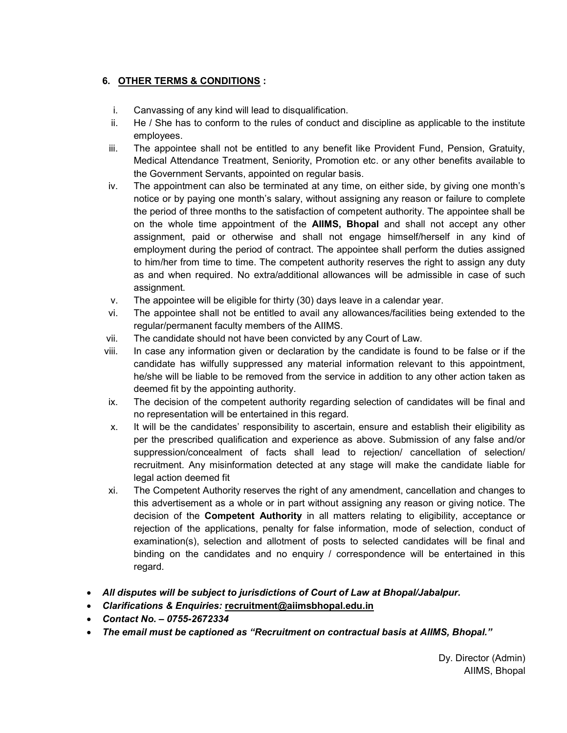## 6. OTHER TERMS & CONDITIONS :

i. Canvassing of any kind will lead to disqualification.

ii. He / She has to conform to the rules of conduct and discipline as applicable to the institute employees.

iii. The appointee shall not be entitled to any benefit like Provident Fund, Pension, Gratuity, Medical Attendance Treatment, Seniority, Promotion etc. or any other benefits available to the Government Servants, appointed on regular basis.

iv. The appointment can also be terminated at any time, on either side, by giving one month's notice or by paying one month's salary, without assigning any reason or failure to complete the period of three months to the satisfaction of competent authority. The appointee shall be on the whole time appointment of the **AIIMS, Bhopal** and shall not accept any other assignment, paid or otherwise and shall not engage himself/herself in any kind of employment during the period of contract. The appointee shall perform the duties assigned to him/her from time to time. The competent authority reserves the right to assign any duty as and when required. No extra/additional allowances will be admissible in case of such assignment.

v. The appointee will be eligible for thirty (30) days leave in a calendar year.

vi. The appointee shall not be entitled to avail any allowances/facilities being extended to the regular/permanent faculty members of the AIIMS.

vii. The candidate should not have been convicted by any Court of Law.

viii. In case any information given or declaration by the candidate is found to be false or if the candidate has wilfully suppressed any material information relevant to this appointment, he/she will be liable to be removed from the service in addition to any other action taken as deemed fit by the appointing authority.

ix. The decision of the competent authority regarding selection of candidates will be final and no representation will be entertained in this regard.

x. It will be the candidates' responsibility to ascertain, ensure and establish their eligibility as per the prescribed qualification and experience as above. Submission of any false and/or suppression/concealment of facts shall lead to rejection/ cancellation of selection/ recruitment. Any misinformation detected at any stage will make the candidate liable for legal action deemed fit

xi. The Competent Authority reserves the right of any amendment, cancellation and changes to this advertisement as a whole or in part without assigning any reason or giving notice. The decision of the **Competent Authority** in all matters relating to eligibility, acceptance or rejection of the applications, penalty for false information, mode of selection, conduct of examination(s), selection and allotment of posts to selected candidates will be final and binding on the candidates and no enquiry / correspondence will be entertained in this regard.

- ***All disputes will be subject to jurisdictions of Court of Law at Bhopal/Jabalpur.***
- ***Clarifications & Enquiries:*** **recruitment@aiimsbhopal.edu.in**
- ***Contact No. – 0755-2672334***
- ***The email must be captioned as "Recruitment on contractual basis at AIIMS, Bhopal."***

Dy. Director (Admin)
AIIMS, Bhopal